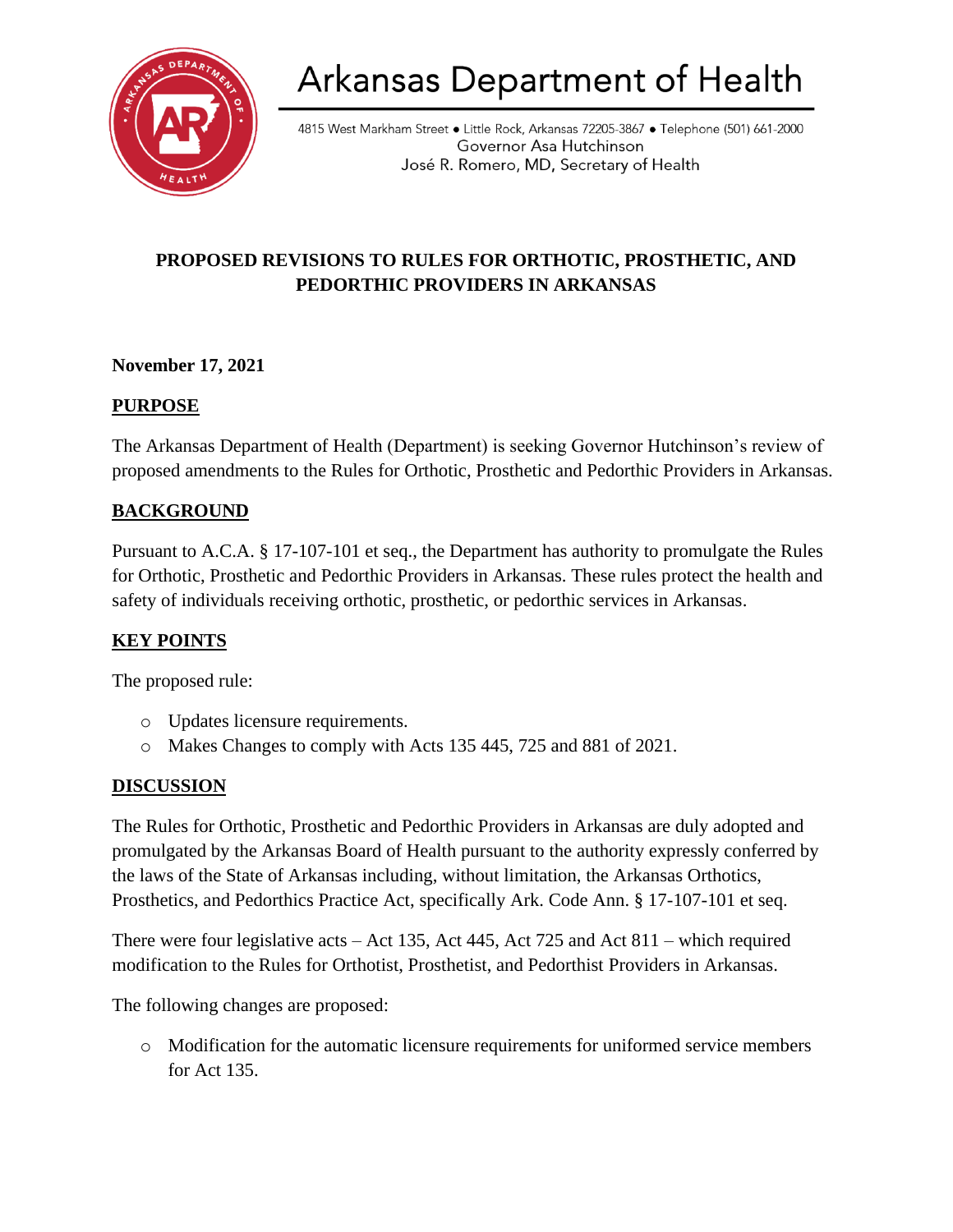# Arkansas Department of Health

4815 West Markham Street • Little Rock, Arkansas 72205-3867 • Telephone (501) 661-2000
Governor Asa Hutchinson
José R. Romero, MD, Secretary of Health

## PROPOSED REVISIONS TO RULES FOR ORTHOTIC, PROSTHETIC, AND PEDORTHIC PROVIDERS IN ARKANSAS

**November 17, 2021**

### PURPOSE

The Arkansas Department of Health (Department) is seeking Governor Hutchinson's review of proposed amendments to the Rules for Orthotic, Prosthetic and Pedorthic Providers in Arkansas.

### BACKGROUND

Pursuant to A.C.A. § 17-107-101 et seq., the Department has authority to promulgate the Rules for Orthotic, Prosthetic and Pedorthic Providers in Arkansas. These rules protect the health and safety of individuals receiving orthotic, prosthetic, or pedorthic services in Arkansas.

### KEY POINTS

The proposed rule:

- Updates licensure requirements.
- Makes Changes to comply with Acts 135 445, 725 and 881 of 2021.

### DISCUSSION

The Rules for Orthotic, Prosthetic and Pedorthic Providers in Arkansas are duly adopted and promulgated by the Arkansas Board of Health pursuant to the authority expressly conferred by the laws of the State of Arkansas including, without limitation, the Arkansas Orthotics, Prosthetics, and Pedorthics Practice Act, specifically Ark. Code Ann. § 17-107-101 et seq.

There were four legislative acts – Act 135, Act 445, Act 725 and Act 811 – which required modification to the Rules for Orthotist, Prosthetist, and Pedorthist Providers in Arkansas.

The following changes are proposed:

- Modification for the automatic licensure requirements for uniformed service members for Act 135.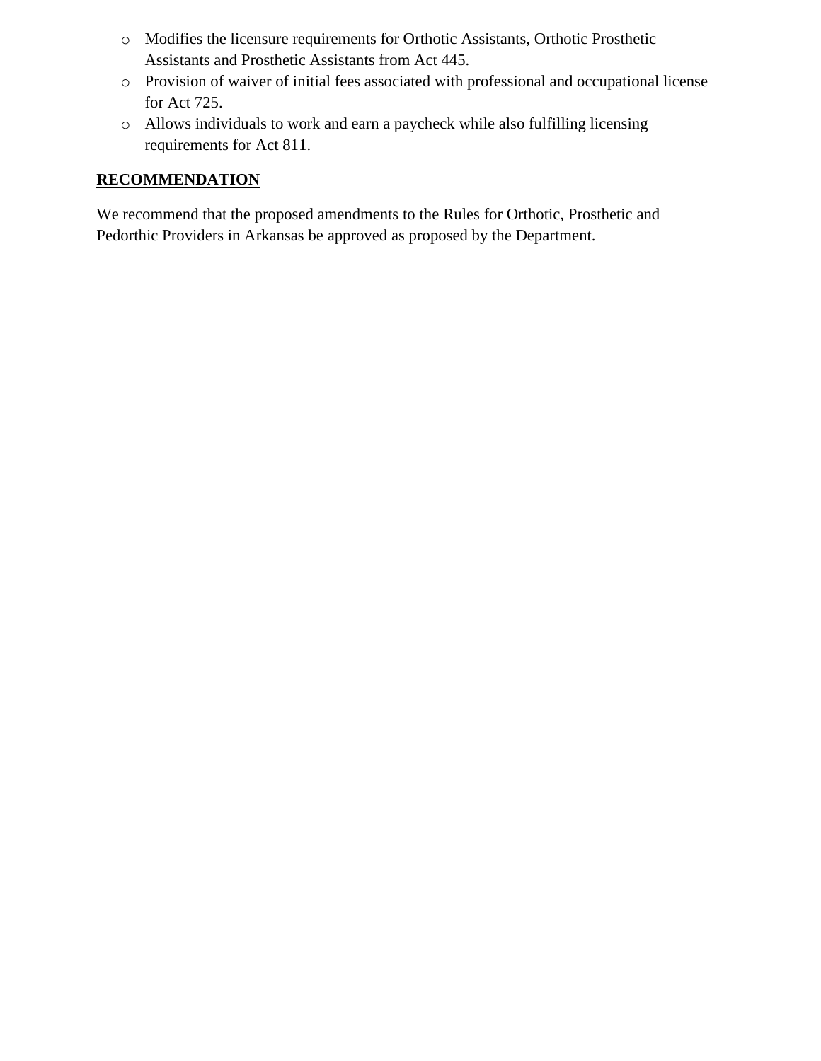- Modifies the licensure requirements for Orthotic Assistants, Orthotic Prosthetic Assistants and Prosthetic Assistants from Act 445.
- Provision of waiver of initial fees associated with professional and occupational license for Act 725.
- Allows individuals to work and earn a paycheck while also fulfilling licensing requirements for Act 811.

**RECOMMENDATION**

We recommend that the proposed amendments to the Rules for Orthotic, Prosthetic and Pedorthic Providers in Arkansas be approved as proposed by the Department.